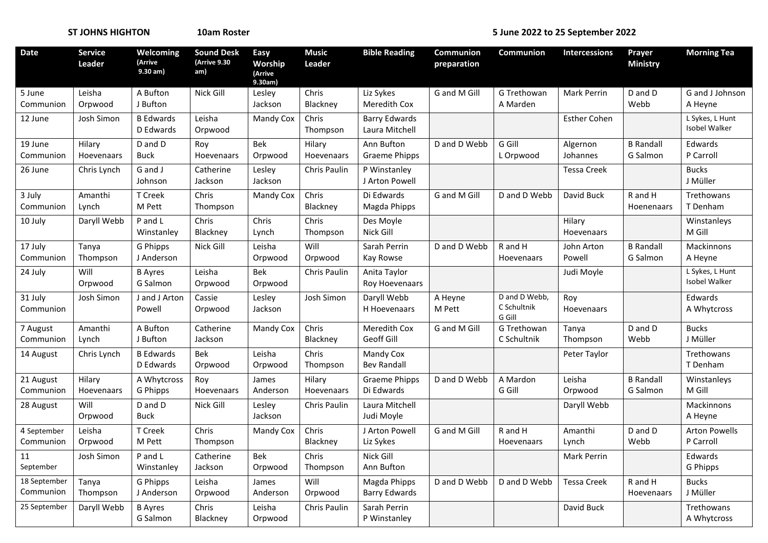**ST JOHNS HIGHTON** **10am Roster** **5 June 2022 to 25 September 2022**

| Date | Service Leader | Welcoming (Arrive 9.30 am) | Sound Desk (Arrive 9.30 am) | Easy Worship (Arrive 9.30am) | Music Leader | Bible Reading | Communion preparation | Communion | Intercessions | Prayer Ministry | Morning Tea |
|---|---|---|---|---|---|---|---|---|---|---|---|
| 5 June Communion | Leisha Orpwood | A Bufton J Bufton | Nick Gill | Lesley Jackson | Chris Blackney | Liz Sykes Meredith Cox | G and M Gill | G Trethowan A Marden | Mark Perrin | D and D Webb | G and J Johnson A Heyne |
| 12 June | Josh Simon | B Edwards D Edwards | Leisha Orpwood | Mandy Cox | Chris Thompson | Barry Edwards Laura Mitchell | | | Esther Cohen | | L Sykes, L Hunt Isobel Walker |
| 19 June Communion | Hilary Hoevenaars | D and D Buck | Roy Hoevenaars | Bek Orpwood | Hilary Hoevenaars | Ann Bufton Graeme Phipps | D and D Webb | G Gill L Orpwood | Algernon Johannes | B Randall G Salmon | Edwards P Carroll |
| 26 June | Chris Lynch | G and J Johnson | Catherine Jackson | Lesley Jackson | Chris Paulin | P Winstanley J Arton Powell | | | Tessa Creek | | Bucks J Müller |
| 3 July Communion | Amanthi Lynch | T Creek M Pett | Chris Thompson | Mandy Cox | Chris Blackney | Di Edwards Magda Phipps | G and M Gill | D and D Webb | David Buck | R and H Hoenenaars | Trethowans T Denham |
| 10 July | Daryll Webb | P and L Winstanley | Chris Blackney | Chris Lynch | Chris Thompson | Des Moyle Nick Gill | | | Hilary Hoevenaars | | Winstanleys M Gill |
| 17 July Communion | Tanya Thompson | G Phipps J Anderson | Nick Gill | Leisha Orpwood | Will Orpwood | Sarah Perrin Kay Rowse | D and D Webb | R and H Hoevenaars | John Arton Powell | B Randall G Salmon | Mackinnons A Heyne |
| 24 July | Will Orpwood | B Ayres G Salmon | Leisha Orpwood | Bek Orpwood | Chris Paulin | Anita Taylor Roy Hoevenaars | | | Judi Moyle | | L Sykes, L Hunt Isobel Walker |
| 31 July Communion | Josh Simon | J and J Arton Powell | Cassie Orpwood | Lesley Jackson | Josh Simon | Daryll Webb H Hoevenaars | A Heyne M Pett | D and D Webb, C Schultnik G Gill | Roy Hoevenaars | | Edwards A Whytcross |
| 7 August Communion | Amanthi Lynch | A Bufton J Bufton | Catherine Jackson | Mandy Cox | Chris Blackney | Meredith Cox Geoff Gill | G and M Gill | G Trethowan C Schultnik | Tanya Thompson | D and D Webb | Bucks J Müller |
| 14 August | Chris Lynch | B Edwards D Edwards | Bek Orpwood | Leisha Orpwood | Chris Thompson | Mandy Cox Bev Randall | | | Peter Taylor | | Trethowans T Denham |
| 21 August Communion | Hilary Hoevenaars | A Whytcross G Phipps | Roy Hoevenaars | James Anderson | Hilary Hoevenaars | Graeme Phipps Di Edwards | D and D Webb | A Mardon G Gill | Leisha Orpwood | B Randall G Salmon | Winstanleys M Gill |
| 28 August | Will Orpwood | D and D Buck | Nick Gill | Lesley Jackson | Chris Paulin | Laura Mitchell Judi Moyle | | | Daryll Webb | | Mackinnons A Heyne |
| 4 September Communion | Leisha Orpwood | T Creek M Pett | Chris Thompson | Mandy Cox | Chris Blackney | J Arton Powell Liz Sykes | G and M Gill | R and H Hoevenaars | Amanthi Lynch | D and D Webb | Arton Powells P Carroll |
| 11 September | Josh Simon | P and L Winstanley | Catherine Jackson | Bek Orpwood | Chris Thompson | Nick Gill Ann Bufton | | | Mark Perrin | | Edwards G Phipps |
| 18 September Communion | Tanya Thompson | G Phipps J Anderson | Leisha Orpwood | James Anderson | Will Orpwood | Magda Phipps Barry Edwards | D and D Webb | D and D Webb | Tessa Creek | R and H Hoevenaars | Bucks J Müller |
| 25 September | Daryll Webb | B Ayres G Salmon | Chris Blackney | Leisha Orpwood | Chris Paulin | Sarah Perrin P Winstanley | | | David Buck | | Trethowans A Whytcross |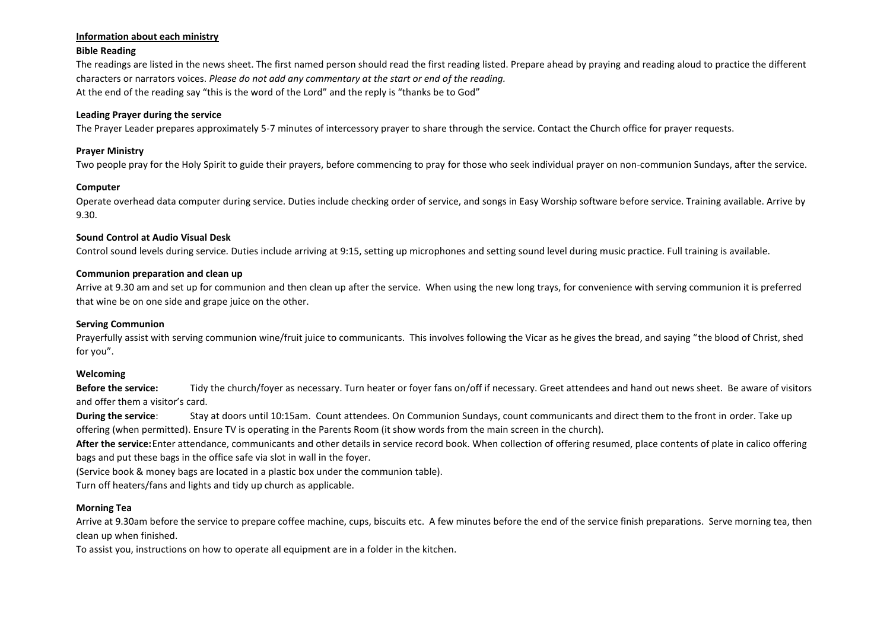**Information about each ministry**

**Bible Reading**

The readings are listed in the news sheet. The first named person should read the first reading listed. Prepare ahead by praying and reading aloud to practice the different characters or narrators voices. *Please do not add any commentary at the start or end of the reading.*

At the end of the reading say "this is the word of the Lord" and the reply is "thanks be to God"

**Leading Prayer during the service**

The Prayer Leader prepares approximately 5-7 minutes of intercessory prayer to share through the service. Contact the Church office for prayer requests.

**Prayer Ministry**

Two people pray for the Holy Spirit to guide their prayers, before commencing to pray for those who seek individual prayer on non-communion Sundays, after the service.

**Computer**

Operate overhead data computer during service. Duties include checking order of service, and songs in Easy Worship software before service. Training available. Arrive by 9.30.

**Sound Control at Audio Visual Desk**

Control sound levels during service. Duties include arriving at 9:15, setting up microphones and setting sound level during music practice. Full training is available.

**Communion preparation and clean up**

Arrive at 9.30 am and set up for communion and then clean up after the service. When using the new long trays, for convenience with serving communion it is preferred that wine be on one side and grape juice on the other.

**Serving Communion**

Prayerfully assist with serving communion wine/fruit juice to communicants. This involves following the Vicar as he gives the bread, and saying "the blood of Christ, shed for you".

**Welcoming**

**Before the service:** Tidy the church/foyer as necessary. Turn heater or foyer fans on/off if necessary. Greet attendees and hand out news sheet. Be aware of visitors and offer them a visitor's card.

**During the service**: Stay at doors until 10:15am. Count attendees. On Communion Sundays, count communicants and direct them to the front in order. Take up offering (when permitted). Ensure TV is operating in the Parents Room (it show words from the main screen in the church).

**After the service:** Enter attendance, communicants and other details in service record book. When collection of offering resumed, place contents of plate in calico offering bags and put these bags in the office safe via slot in wall in the foyer.

(Service book & money bags are located in a plastic box under the communion table).

Turn off heaters/fans and lights and tidy up church as applicable.

**Morning Tea**

Arrive at 9.30am before the service to prepare coffee machine, cups, biscuits etc. A few minutes before the end of the service finish preparations. Serve morning tea, then clean up when finished.

To assist you, instructions on how to operate all equipment are in a folder in the kitchen.